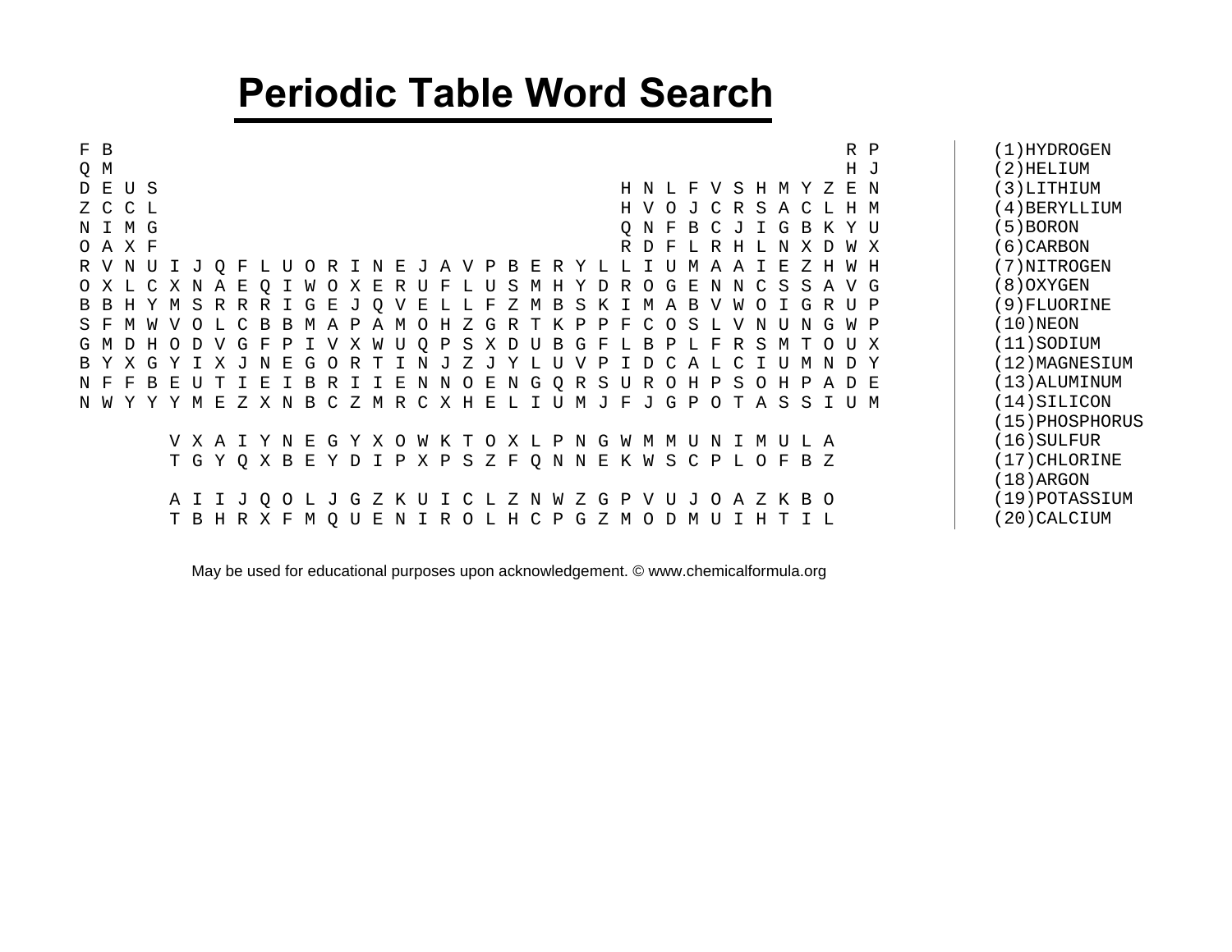# Periodic Table Word Search

```
F B                                                                     R P
Q M                                                                     H J
D E U S                                         H N L F V S H M Y Z E N
Z C C L                                         H V O J C R S A C L H M
N I M G                                         Q N F B C J I G B K Y U
O A X F                                         R D F L R H L N X D W X
R V N U I J Q F L U O R I N E J A V P B E R Y L L I U M A A I E Z H W H
O X L C X N A E Q I W O X E R U F L U S M H Y D R O G E N N C S S A V G
B B H Y M S R R R I G E J Q V E L L F Z M B S K I M A B V W O I G R U P
S F M W V O L C B B M A P A M O H Z G R T K P P F C O S L V N U N G W P
G M D H O D V G F P I V X W U Q P S X D U B G F L B P L F R S M T O U X
B Y X G Y I X J N E G O R T I N J Z J Y L U V P I D C A L C I U M N D Y
N F F B E U T I E I B R I I E N N O E N G Q R S U R O H P S O H P A D E
N W Y Y Y M E Z X N B C Z M R C X H E L I U M J F J G P O T A S S I U M

        V X A I Y N E G Y X O W K T O X L P N G W M M U N I M U L A
        T G Y Q X B E Y D I P X P S Z F Q N N E K W S C P L O F B Z

        A I I J Q O L J G Z K U I C L Z N W Z G P V U J O A Z K B O
        T B H R X F M Q U E N I R O L H C P G Z M O D M U I H T I L
```

(1)HYDROGEN
(2)HELIUM
(3)LITHIUM
(4)BERYLLIUM
(5)BORON
(6)CARBON
(7)NITROGEN
(8)OXYGEN
(9)FLUORINE
(10)NEON
(11)SODIUM
(12)MAGNESIUM
(13)ALUMINUM
(14)SILICON
(15)PHOSPHORUS
(16)SULFUR
(17)CHLORINE
(18)ARGON
(19)POTASSIUM
(20)CALCIUM

May be used for educational purposes upon acknowledgement. © www.chemicalformula.org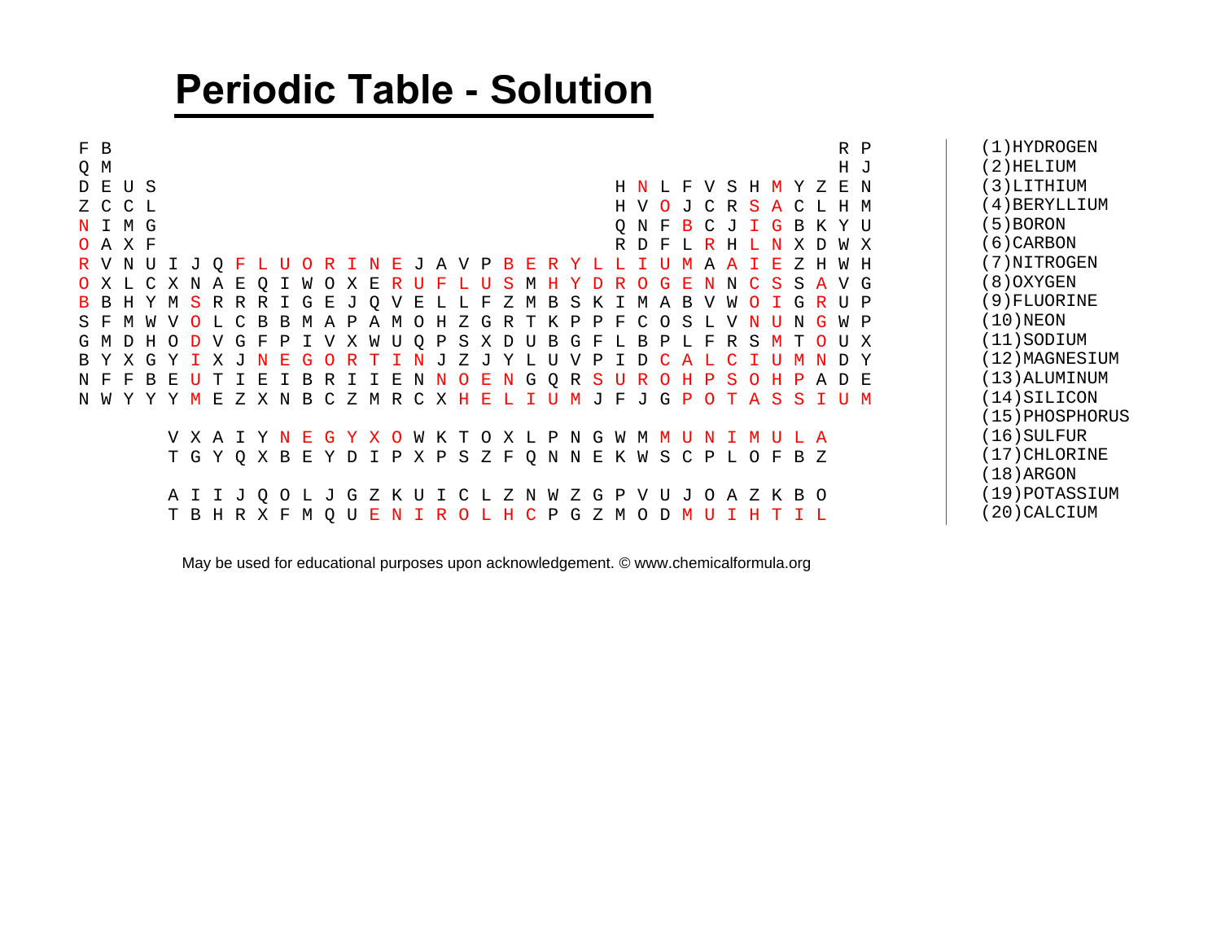# Periodic Table - Solution

```
F B                                                                       R P
Q M                                                                       H J
D E U S                                                 H N L F V S H M Y Z E N
Z C C L                                                 H V O J C R S A C L H M
N I M G                                                 Q N F B C J I G B K Y U
O A X F                                                 R D F L R H L N X D W X
R V N U I J Q F L U O R I N E J A V P B E R Y L L I U M A A I E Z H W H
O X L C X N A E Q I W O X E R U F L U S M H Y D R O G E N N C S S A V G
B B H Y M S R R R I G E J Q V E L L F Z M B S K I M A B V W O I G R U P
S F M W V O L C B B M A P A M O H Z G R T K P P F C O S L V N U N G W P
G M D H O D V G F P I V X W U Q P S X D U B G F L B P L F R S M T O U X
B Y X G Y I X J N E G O R T I N J Z J Y L U V P I D C A L C I U M N D Y
N F F B E U T I E I B R I I E N N O E N G Q R S U R O H P S O H P A D E
N W Y Y Y M E Z X N B C Z M R C X H E L I U M J F J G P O T A S S I U M

        V X A I Y N E G Y X O W K T O X L P N G W M M U N I M U L A
        T G Y Q X B E Y D I P X P S Z F Q N N E K W S C P L O F B Z

        A I I J Q O L J G Z K U I C L Z N W Z G P V U J O A Z K B O
        T B H R X F M Q U E N I R O L H C P G Z M O D M U I H T I L
```

(1)HYDROGEN
(2)HELIUM
(3)LITHIUM
(4)BERYLLIUM
(5)BORON
(6)CARBON
(7)NITROGEN
(8)OXYGEN
(9)FLUORINE
(10)NEON
(11)SODIUM
(12)MAGNESIUM
(13)ALUMINUM
(14)SILICON
(15)PHOSPHORUS
(16)SULFUR
(17)CHLORINE
(18)ARGON
(19)POTASSIUM
(20)CALCIUM

May be used for educational purposes upon acknowledgement. © www.chemicalformula.org